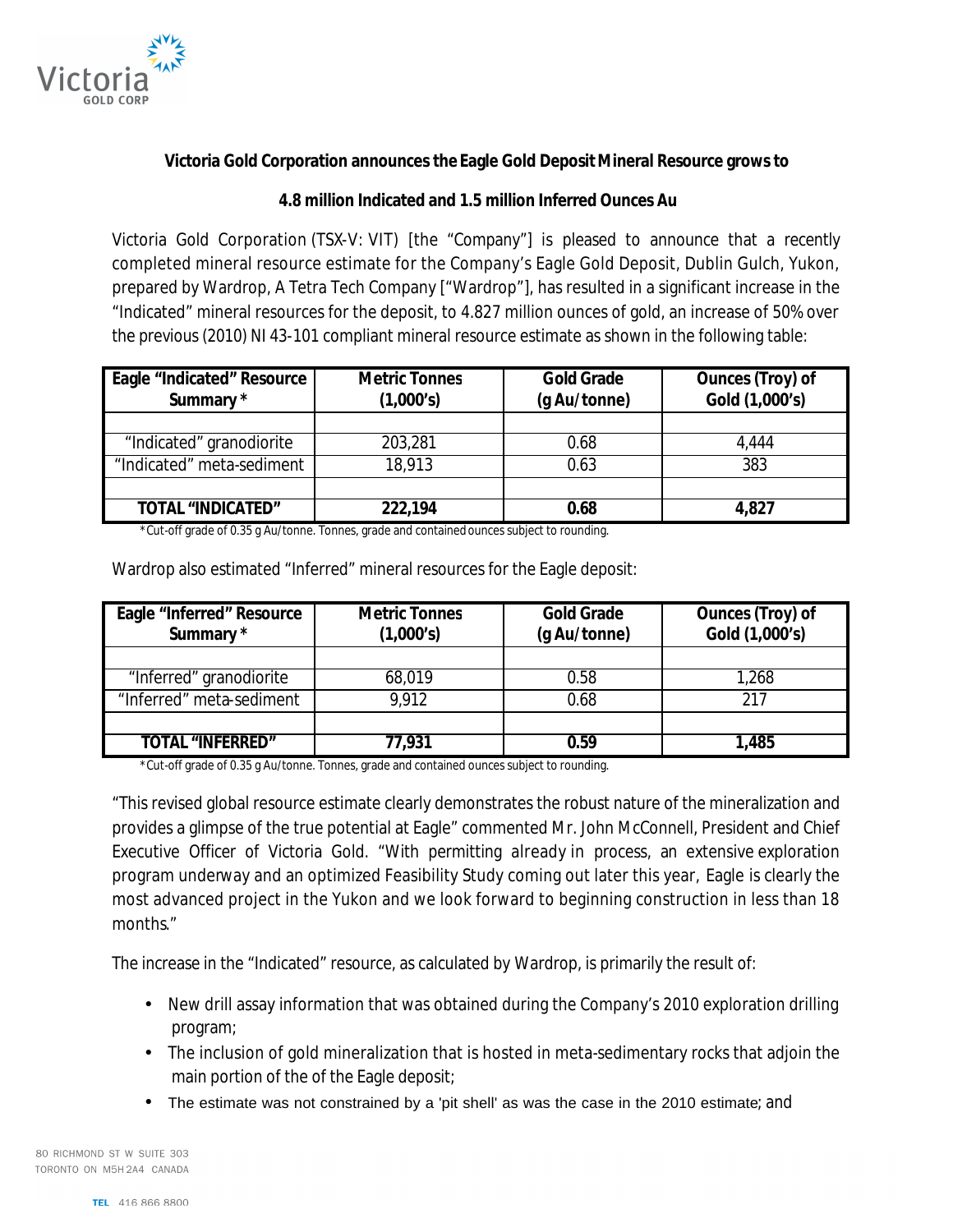# Victoria Gold Corporation announces the Eagle Gold Deposit Mineral Resource grows to

## 4.8 million Indicated and 1.5 million Inferred Ounces Au

Victoria Gold Corporation (TSX-V: VIT) [the "Company"] is pleased to announce that a recently completed mineral resource estimate for the Company's Eagle Gold Deposit, Dublin Gulch, Yukon, prepared by Wardrop, A Tetra Tech Company ["Wardrop"], has resulted in a significant increase in the "Indicated" mineral resources for the deposit, to 4.827 million ounces of gold, an increase of 50% over the previous (2010) NI 43-101 compliant mineral resource estimate as shown in the following table:

| Eagle "Indicated" Resource Summary * | Metric Tonnes (1,000's) | Gold Grade (g Au/tonne) | Ounces (Troy) of Gold (1,000's) |
|---|---|---|---|
| | | | |
| "Indicated" granodiorite | 203,281 | 0.68 | 4,444 |
| "Indicated" meta-sediment | 18,913 | 0.63 | 383 |
| | | | |
| **TOTAL "INDICATED"** | **222,194** | **0.68** | **4,827** |

*Cut-off grade of 0.35 g Au/tonne. Tonnes, grade and contained ounces subject to rounding.

Wardrop also estimated "Inferred" mineral resources for the Eagle deposit:

| Eagle "Inferred" Resource Summary * | Metric Tonnes (1,000's) | Gold Grade (g Au/tonne) | Ounces (Troy) of Gold (1,000's) |
|---|---|---|---|
| | | | |
| "Inferred" granodiorite | 68,019 | 0.58 | 1,268 |
| "Inferred" meta-sediment | 9,912 | 0.68 | 217 |
| | | | |
| **TOTAL "INFERRED"** | **77,931** | **0.59** | **1,485** |

*Cut-off grade of 0.35 g Au/tonne. Tonnes, grade and contained ounces subject to rounding.

"This revised global resource estimate clearly demonstrates the robust nature of the mineralization and provides a glimpse of the true potential at Eagle" commented Mr. John McConnell, President and Chief Executive Officer of Victoria Gold. "With permitting already in process, an extensive exploration program underway and an optimized Feasibility Study coming out later this year, Eagle is clearly the most advanced project in the Yukon and we look forward to beginning construction in less than 18 months."

The increase in the "Indicated" resource, as calculated by Wardrop, is primarily the result of:

- New drill assay information that was obtained during the Company's 2010 exploration drilling program;
- The inclusion of gold mineralization that is hosted in meta-sedimentary rocks that adjoin the main portion of the of the Eagle deposit;
- The estimate was not constrained by a 'pit shell' as was the case in the 2010 estimate; and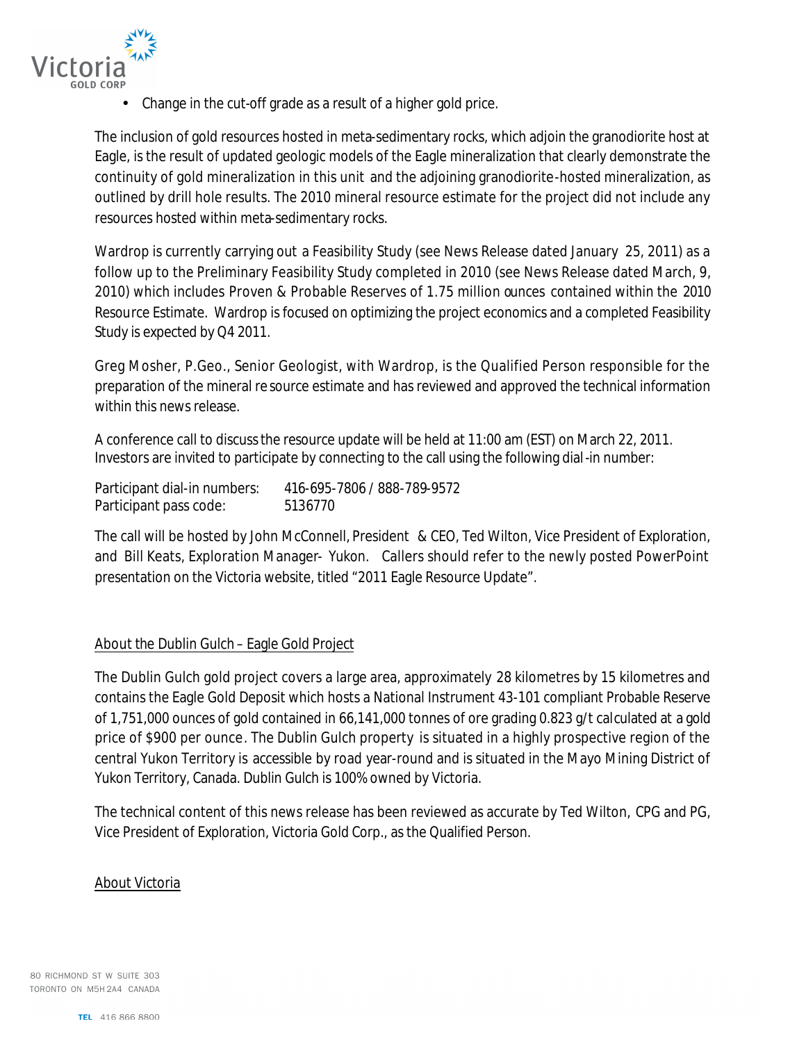- Change in the cut-off grade as a result of a higher gold price.

The inclusion of gold resources hosted in meta-sedimentary rocks, which adjoin the granodiorite host at Eagle, is the result of updated geologic models of the Eagle mineralization that clearly demonstrate the continuity of gold mineralization in this unit and the adjoining granodiorite-hosted mineralization, as outlined by drill hole results. The 2010 mineral resource estimate for the project did not include any resources hosted within meta-sedimentary rocks.

Wardrop is currently carrying out a Feasibility Study (see News Release dated January 25, 2011) as a follow up to the Preliminary Feasibility Study completed in 2010 (see News Release dated March, 9, 2010) which includes Proven & Probable Reserves of 1.75 million ounces contained within the 2010 Resource Estimate. Wardrop is focused on optimizing the project economics and a completed Feasibility Study is expected by Q4 2011.

Greg Mosher, P.Geo., Senior Geologist, with Wardrop, is the Qualified Person responsible for the preparation of the mineral resource estimate and has reviewed and approved the technical information within this news release.

A conference call to discuss the resource update will be held at 11:00 am (EST) on March 22, 2011. Investors are invited to participate by connecting to the call using the following dial-in number:

Participant dial-in numbers: 416-695-7806 / 888-789-9572
Participant pass code: 5136770

The call will be hosted by John McConnell, President & CEO, Ted Wilton, Vice President of Exploration, and Bill Keats, Exploration Manager- Yukon. Callers should refer to the newly posted PowerPoint presentation on the Victoria website, titled "2011 Eagle Resource Update".

## About the Dublin Gulch – Eagle Gold Project

The Dublin Gulch gold project covers a large area, approximately 28 kilometres by 15 kilometres and contains the Eagle Gold Deposit which hosts a National Instrument 43-101 compliant Probable Reserve of 1,751,000 ounces of gold contained in 66,141,000 tonnes of ore grading 0.823 g/t calculated at a gold price of $900 per ounce. The Dublin Gulch property is situated in a highly prospective region of the central Yukon Territory is accessible by road year-round and is situated in the Mayo Mining District of Yukon Territory, Canada. Dublin Gulch is 100% owned by Victoria.

The technical content of this news release has been reviewed as accurate by Ted Wilton, CPG and PG, Vice President of Exploration, Victoria Gold Corp., as the Qualified Person.

## About Victoria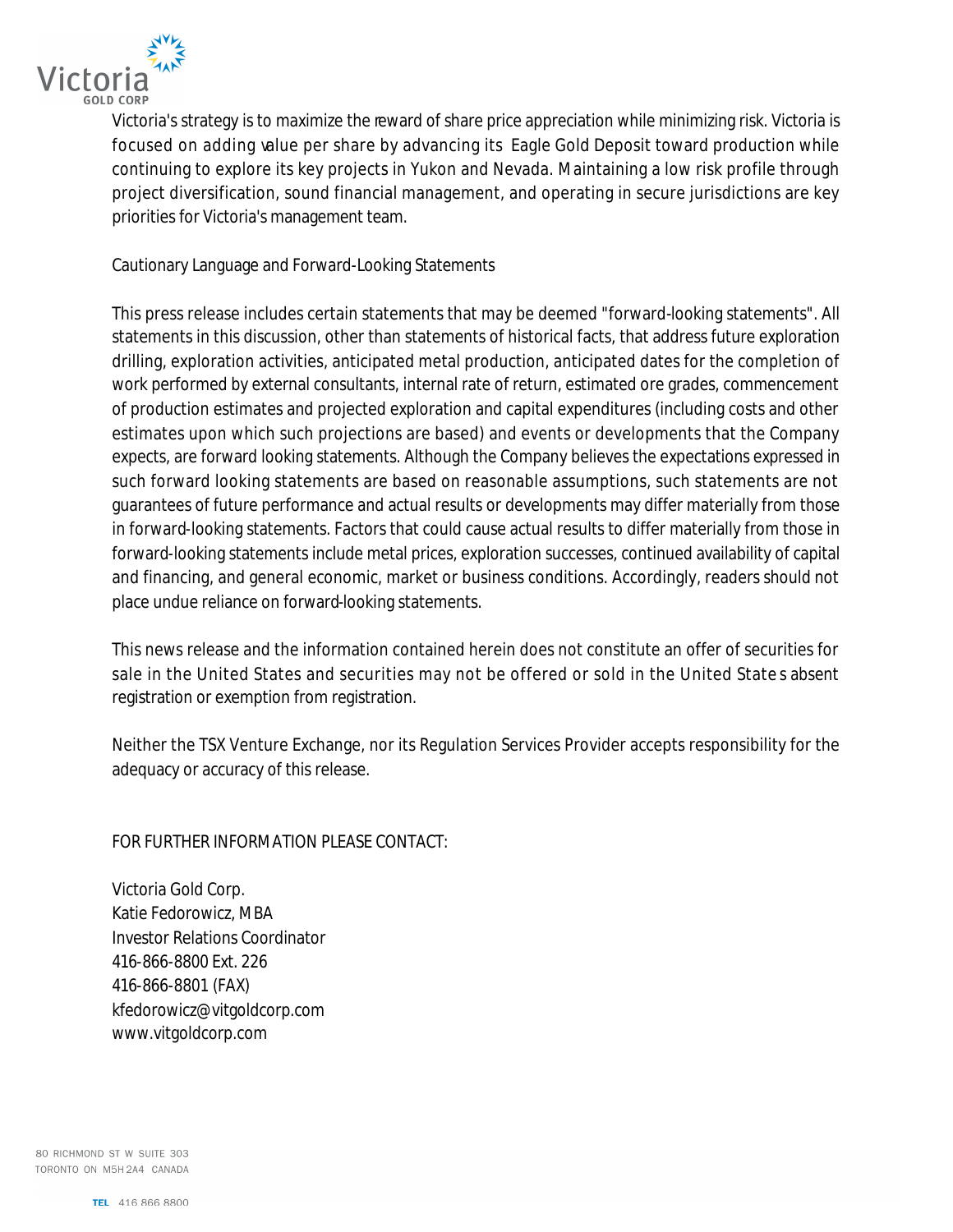Victoria's strategy is to maximize the reward of share price appreciation while minimizing risk. Victoria is focused on adding value per share by advancing its Eagle Gold Deposit toward production while continuing to explore its key projects in Yukon and Nevada. Maintaining a low risk profile through project diversification, sound financial management, and operating in secure jurisdictions are key priorities for Victoria's management team.

Cautionary Language and Forward-Looking Statements

This press release includes certain statements that may be deemed "forward-looking statements". All statements in this discussion, other than statements of historical facts, that address future exploration drilling, exploration activities, anticipated metal production, anticipated dates for the completion of work performed by external consultants, internal rate of return, estimated ore grades, commencement of production estimates and projected exploration and capital expenditures (including costs and other estimates upon which such projections are based) and events or developments that the Company expects, are forward looking statements. Although the Company believes the expectations expressed in such forward looking statements are based on reasonable assumptions, such statements are not guarantees of future performance and actual results or developments may differ materially from those in forward-looking statements. Factors that could cause actual results to differ materially from those in forward-looking statements include metal prices, exploration successes, continued availability of capital and financing, and general economic, market or business conditions. Accordingly, readers should not place undue reliance on forward-looking statements.

This news release and the information contained herein does not constitute an offer of securities for sale in the United States and securities may not be offered or sold in the United States absent registration or exemption from registration.

Neither the TSX Venture Exchange, nor its Regulation Services Provider accepts responsibility for the adequacy or accuracy of this release.

FOR FURTHER INFORMATION PLEASE CONTACT:

Victoria Gold Corp.
Katie Fedorowicz, MBA
Investor Relations Coordinator
416-866-8800 Ext. 226
416-866-8801 (FAX)
kfedorowicz@vitgoldcorp.com
www.vitgoldcorp.com